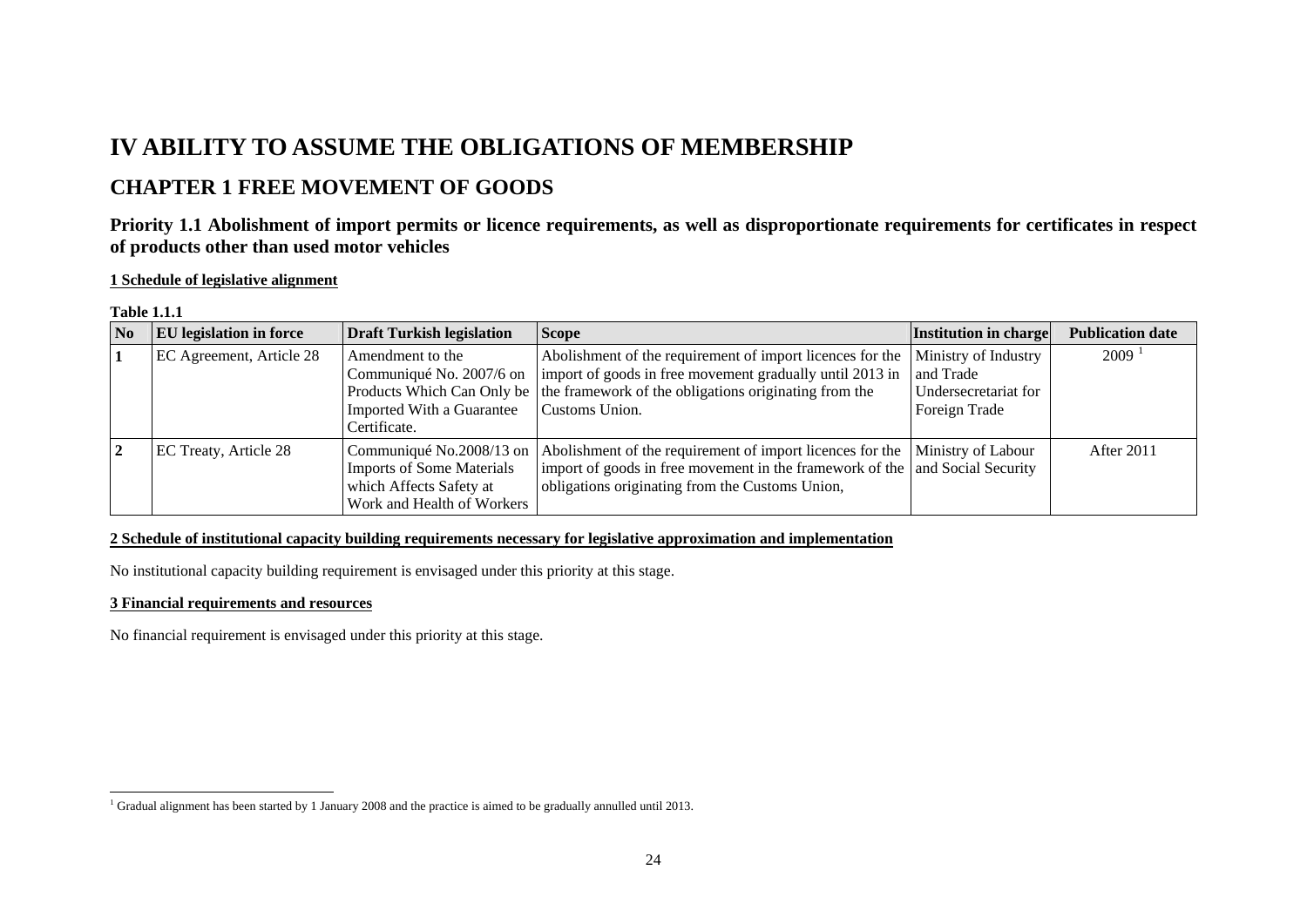# IV ABILITY TO ASSUME THE OBLIGATIONS OF MEMBERSHIP

## CHAPTER 1 FREE MOVEMENT OF GOODS

### Priority 1.1 Abolishment of import permits or licence requirements, as well as disproportionate requirements for certificates in respect of products other than used motor vehicles

**1 Schedule of legislative alignment**

**Table 1.1.1**

| No | EU legislation in force | Draft Turkish legislation | Scope | Institution in charge | Publication date |
|---|---|---|---|---|---|
| 1 | EC Agreement, Article 28 | Amendment to the Communiqué No. 2007/6 on Products Which Can Only be Imported With a Guarantee Certificate. | Abolishment of the requirement of import licences for the import of goods in free movement gradually until 2013 in the framework of the obligations originating from the Customs Union. | Ministry of Industry and Trade Undersecretariat for Foreign Trade | 2009 [1] |
| 2 | EC Treaty, Article 28 | Communiqué No.2008/13 on Imports of Some Materials which Affects Safety at Work and Health of Workers | Abolishment of the requirement of import licences for the import of goods in free movement in the framework of the obligations originating from the Customs Union, | Ministry of Labour and Social Security | After 2011 |

**2 Schedule of institutional capacity building requirements necessary for legislative approximation and implementation**

No institutional capacity building requirement is envisaged under this priority at this stage.

**3 Financial requirements and resources**

No financial requirement is envisaged under this priority at this stage.

[1] Gradual alignment has been started by 1 January 2008 and the practice is aimed to be gradually annulled until 2013.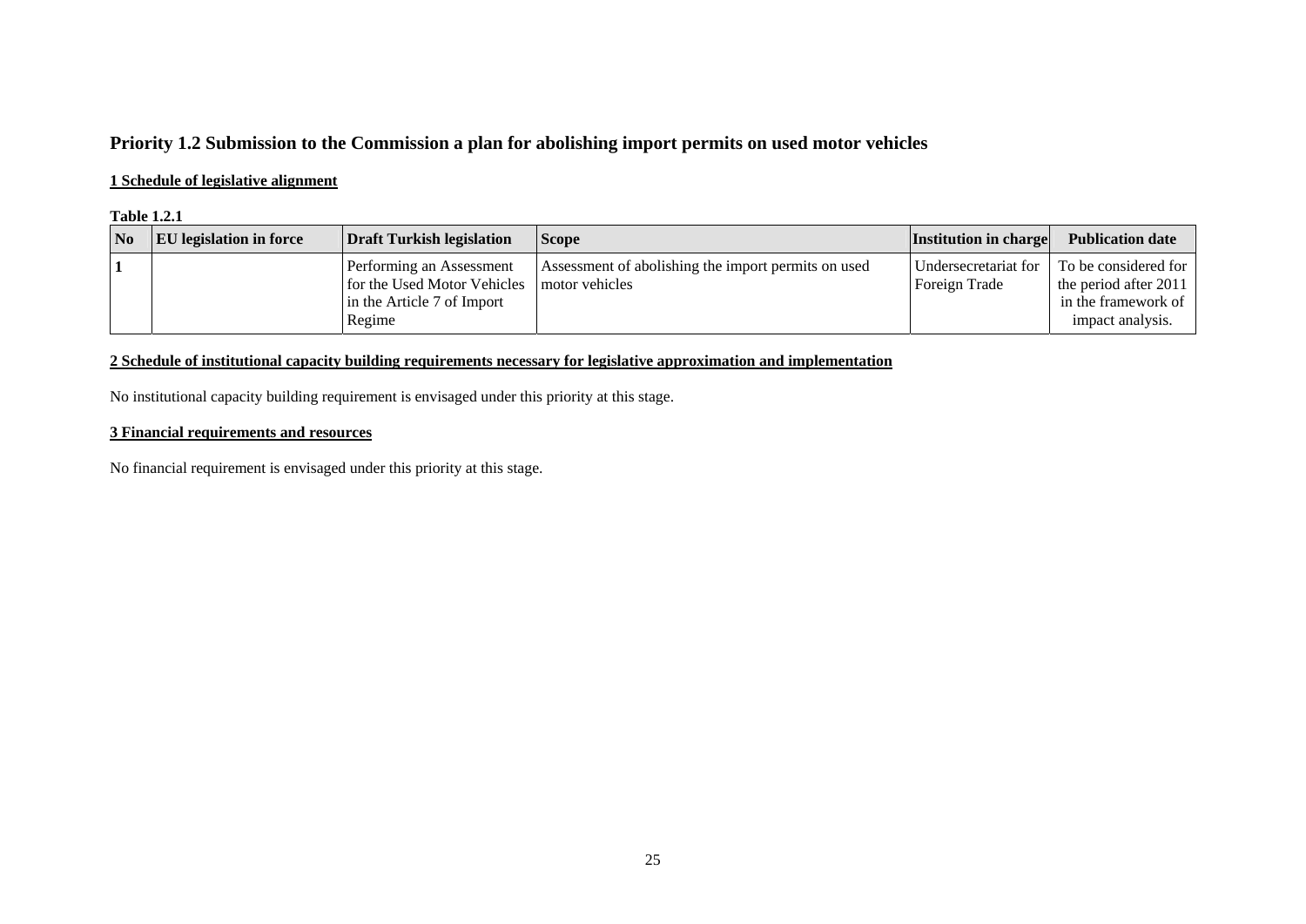## Priority 1.2 Submission to the Commission a plan for abolishing import permits on used motor vehicles

### 1 Schedule of legislative alignment

**Table 1.2.1**

| No | EU legislation in force | Draft Turkish legislation | Scope | Institution in charge | Publication date |
|---|---|---|---|---|---|
| 1 | | Performing an Assessment for the Used Motor Vehicles in the Article 7 of Import Regime | Assessment of abolishing the import permits on used motor vehicles | Undersecretariat for Foreign Trade | To be considered for the period after 2011 in the framework of impact analysis. |

### 2 Schedule of institutional capacity building requirements necessary for legislative approximation and implementation

No institutional capacity building requirement is envisaged under this priority at this stage.

### 3 Financial requirements and resources

No financial requirement is envisaged under this priority at this stage.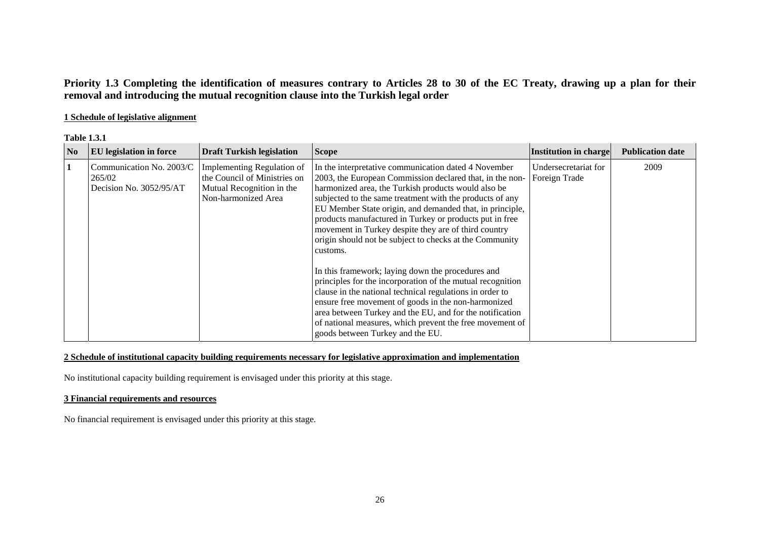## Priority 1.3 Completing the identification of measures contrary to Articles 28 to 30 of the EC Treaty, drawing up a plan for their removal and introducing the mutual recognition clause into the Turkish legal order

**1 Schedule of legislative alignment**

**Table 1.3.1**

| No | EU legislation in force | Draft Turkish legislation | Scope | Institution in charge | Publication date |
|---|---|---|---|---|---|
| 1 | Communication No. 2003/C 265/02<br>Decision No. 3052/95/AT | Implementing Regulation of the Council of Ministries on Mutual Recognition in the Non-harmonized Area | In the interpretative communication dated 4 November 2003, the European Commission declared that, in the non-harmonized area, the Turkish products would also be subjected to the same treatment with the products of any EU Member State origin, and demanded that, in principle, products manufactured in Turkey or products put in free movement in Turkey despite they are of third country origin should not be subject to checks at the Community customs.<br><br>In this framework; laying down the procedures and principles for the incorporation of the mutual recognition clause in the national technical regulations in order to ensure free movement of goods in the non-harmonized area between Turkey and the EU, and for the notification of national measures, which prevent the free movement of goods between Turkey and the EU. | Undersecretariat for Foreign Trade | 2009 |

**2 Schedule of institutional capacity building requirements necessary for legislative approximation and implementation**

No institutional capacity building requirement is envisaged under this priority at this stage.

**3 Financial requirements and resources**

No financial requirement is envisaged under this priority at this stage.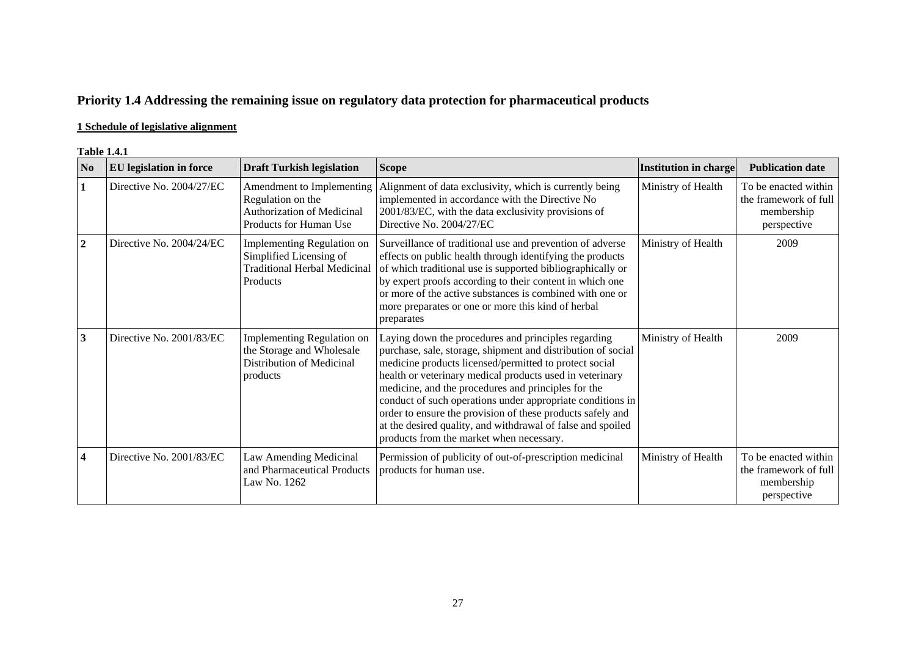## Priority 1.4 Addressing the remaining issue on regulatory data protection for pharmaceutical products

**1 Schedule of legislative alignment**

**Table 1.4.1**

| No | EU legislation in force | Draft Turkish legislation | Scope | Institution in charge | Publication date |
|---|---|---|---|---|---|
| **1** | Directive No. 2004/27/EC | Amendment to Implementing Regulation on the Authorization of Medicinal Products for Human Use | Alignment of data exclusivity, which is currently being implemented in accordance with the Directive No 2001/83/EC, with the data exclusivity provisions of Directive No. 2004/27/EC | Ministry of Health | To be enacted within the framework of full membership perspective |
| **2** | Directive No. 2004/24/EC | Implementing Regulation on Simplified Licensing of Traditional Herbal Medicinal Products | Surveillance of traditional use and prevention of adverse effects on public health through identifying the products of which traditional use is supported bibliographically or by expert proofs according to their content in which one or more of the active substances is combined with one or more preparates or one or more this kind of herbal preparates | Ministry of Health | 2009 |
| **3** | Directive No. 2001/83/EC | Implementing Regulation on the Storage and Wholesale Distribution of Medicinal products | Laying down the procedures and principles regarding purchase, sale, storage, shipment and distribution of social medicine products licensed/permitted to protect social health or veterinary medical products used in veterinary medicine, and the procedures and principles for the conduct of such operations under appropriate conditions in order to ensure the provision of these products safely and at the desired quality, and withdrawal of false and spoiled products from the market when necessary. | Ministry of Health | 2009 |
| **4** | Directive No. 2001/83/EC | Law Amending Medicinal and Pharmaceutical Products Law No. 1262 | Permission of publicity of out-of-prescription medicinal products for human use. | Ministry of Health | To be enacted within the framework of full membership perspective |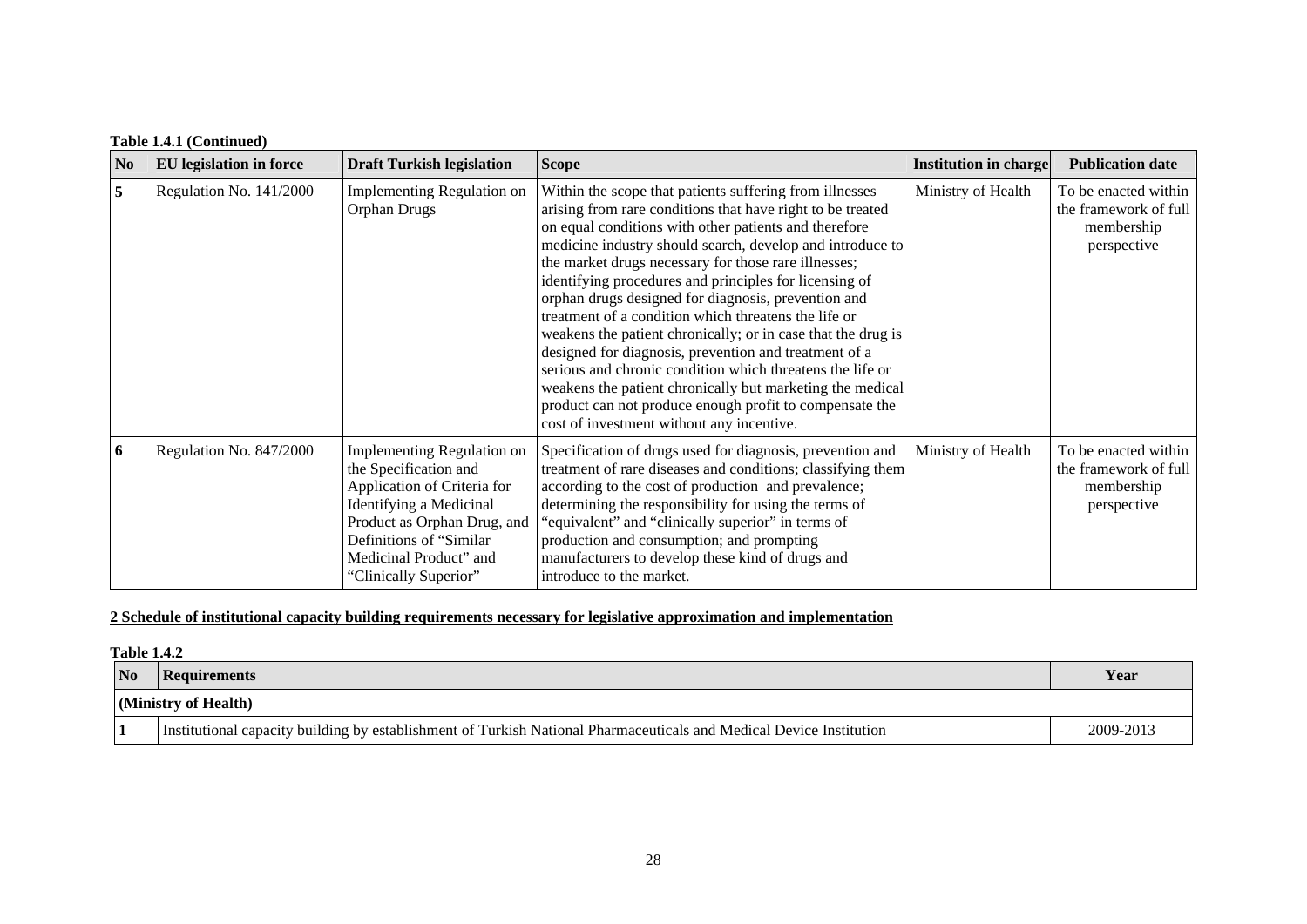**Table 1.4.1 (Continued)**

| No | EU legislation in force | Draft Turkish legislation | Scope | Institution in charge | Publication date |
|---|---|---|---|---|---|
| 5 | Regulation No. 141/2000 | Implementing Regulation on Orphan Drugs | Within the scope that patients suffering from illnesses arising from rare conditions that have right to be treated on equal conditions with other patients and therefore medicine industry should search, develop and introduce to the market drugs necessary for those rare illnesses; identifying procedures and principles for licensing of orphan drugs designed for diagnosis, prevention and treatment of a condition which threatens the life or weakens the patient chronically; or in case that the drug is designed for diagnosis, prevention and treatment of a serious and chronic condition which threatens the life or weakens the patient chronically but marketing the medical product can not produce enough profit to compensate the cost of investment without any incentive. | Ministry of Health | To be enacted within the framework of full membership perspective |
| 6 | Regulation No. 847/2000 | Implementing Regulation on the Specification and Application of Criteria for Identifying a Medicinal Product as Orphan Drug, and Definitions of "Similar Medicinal Product" and "Clinically Superior" | Specification of drugs used for diagnosis, prevention and treatment of rare diseases and conditions; classifying them according to the cost of production and prevalence; determining the responsibility for using the terms of "equivalent" and "clinically superior" in terms of production and consumption; and prompting manufacturers to develop these kind of drugs and introduce to the market. | Ministry of Health | To be enacted within the framework of full membership perspective |

**2 Schedule of institutional capacity building requirements necessary for legislative approximation and implementation**

**Table 1.4.2**

| No | Requirements | Year |
|---|---|---|
| **(Ministry of Health)** | | |
| 1 | Institutional capacity building by establishment of Turkish National Pharmaceuticals and Medical Device Institution | 2009-2013 |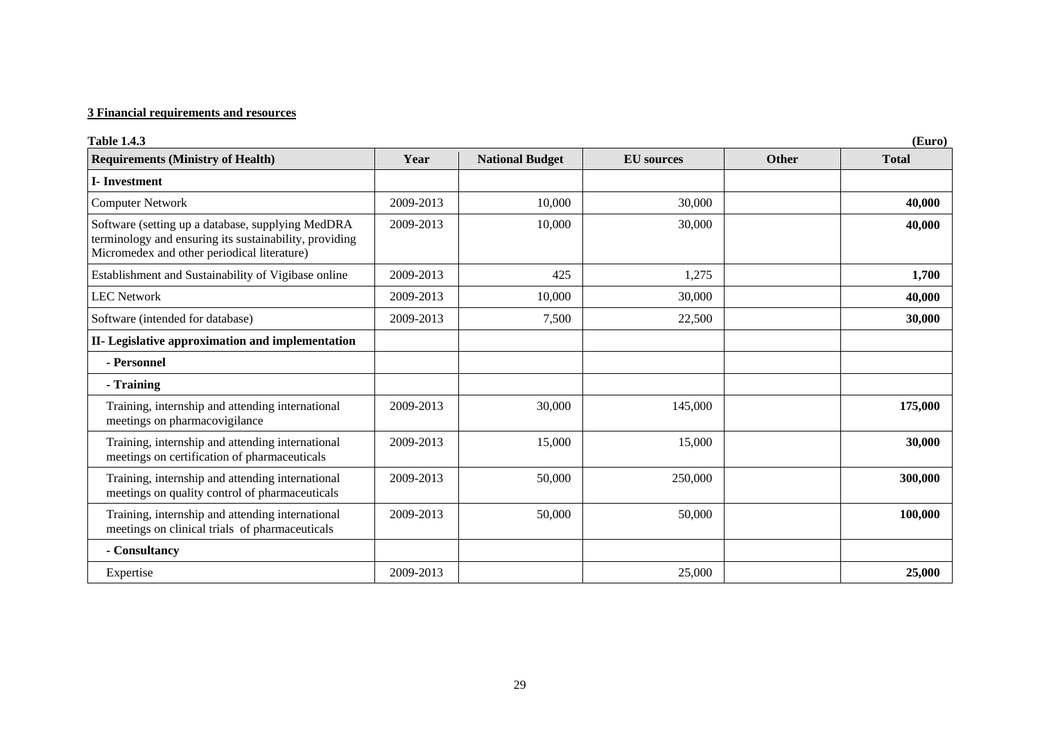**3 Financial requirements and resources**

**Table 1.4.3** **(Euro)**

| Requirements (Ministry of Health) | Year | National Budget | EU sources | Other | Total |
|---|---|---|---|---|---|
| **I- Investment** | | | | | |
| Computer Network | 2009-2013 | 10,000 | 30,000 | | **40,000** |
| Software (setting up a database, supplying MedDRA terminology and ensuring its sustainability, providing Micromedex and other periodical literature) | 2009-2013 | 10,000 | 30,000 | | **40,000** |
| Establishment and Sustainability of Vigibase online | 2009-2013 | 425 | 1,275 | | **1,700** |
| LEC Network | 2009-2013 | 10,000 | 30,000 | | **40,000** |
| Software (intended for database) | 2009-2013 | 7,500 | 22,500 | | **30,000** |
| **II- Legislative approximation and implementation** | | | | | |
| **- Personnel** | | | | | |
| **- Training** | | | | | |
| Training, internship and attending international meetings on pharmacovigilance | 2009-2013 | 30,000 | 145,000 | | **175,000** |
| Training, internship and attending international meetings on certification of pharmaceuticals | 2009-2013 | 15,000 | 15,000 | | **30,000** |
| Training, internship and attending international meetings on quality control of pharmaceuticals | 2009-2013 | 50,000 | 250,000 | | **300,000** |
| Training, internship and attending international meetings on clinical trials of pharmaceuticals | 2009-2013 | 50,000 | 50,000 | | **100,000** |
| **- Consultancy** | | | | | |
| Expertise | 2009-2013 | | 25,000 | | **25,000** |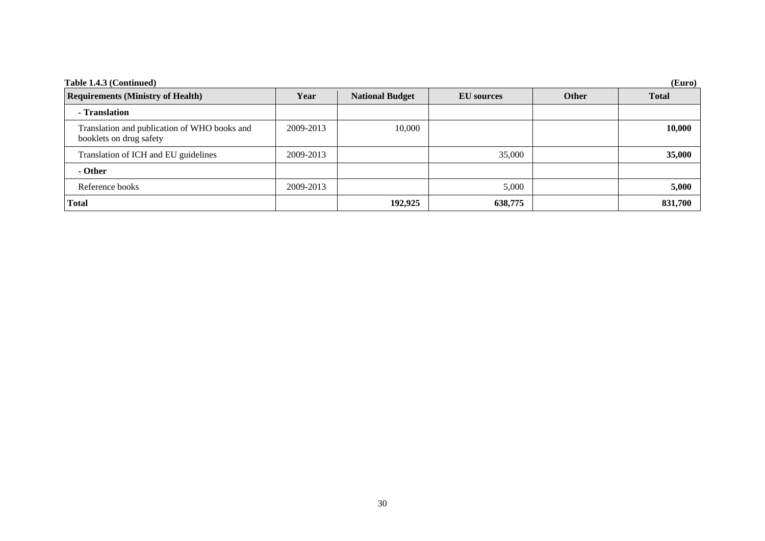**Table 1.4.3 (Continued)** **(Euro)**

| Requirements (Ministry of Health) | Year | National Budget | EU sources | Other | Total |
|---|---|---|---|---|---|
| **- Translation** | | | | | |
| Translation and publication of WHO books and booklets on drug safety | 2009-2013 | 10,000 | | | **10,000** |
| Translation of ICH and EU guidelines | 2009-2013 | | 35,000 | | **35,000** |
| **- Other** | | | | | |
| Reference books | 2009-2013 | | 5,000 | | **5,000** |
| **Total** | | **192,925** | **638,775** | | **831,700** |